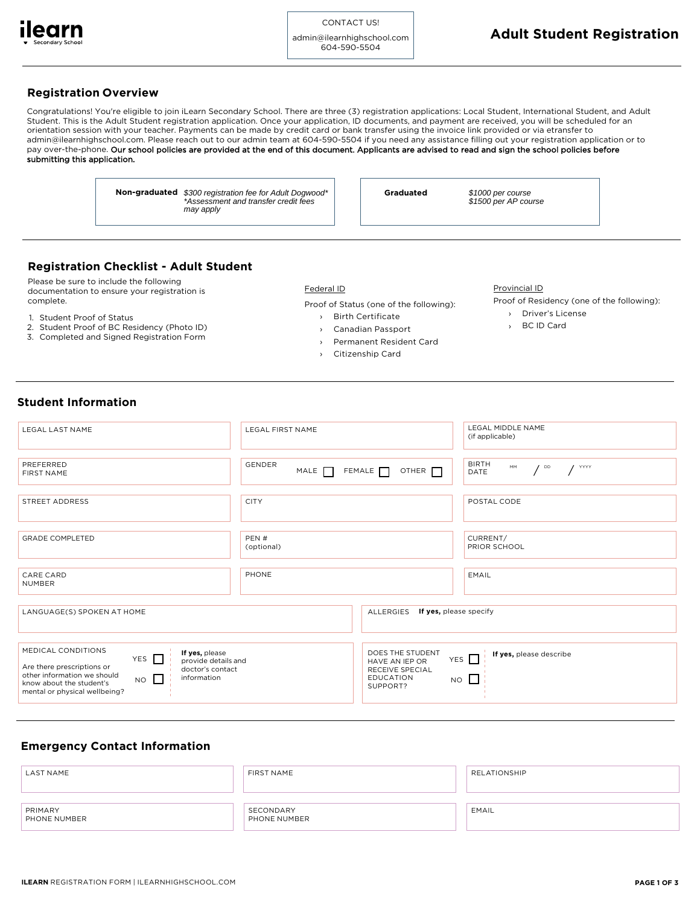ilearn
Secondary School

CONTACT US!

admin@ilearnhighschool.com
604-590-5504

# Adult Student Registration

## Registration Overview

Congratulations! You're eligible to join iLearn Secondary School. There are three (3) registration applications: Local Student, International Student, and Adult Student. This is the Adult Student registration application. Once your application, ID documents, and payment are received, you will be scheduled for an orientation session with your teacher. Payments can be made by credit card or bank transfer using the invoice link provided or via etransfer to admin@ilearnhighschool.com. Please reach out to our admin team at 604-590-5504 if you need any assistance filling out your registration application or to pay over-the-phone. **Our school policies are provided at the end of this document. Applicants are advised to read and sign the school policies before submitting this application.**

| **Non-graduated** | *$300 registration fee for Adult Dogwood\** *\*Assessment and transfer credit fees may apply* |
|---|---|

| **Graduated** | *$1000 per course* *$1500 per AP course* |
|---|---|

## Registration Checklist - Adult Student

Please be sure to include the following documentation to ensure your registration is complete.

1. Student Proof of Status
2. Student Proof of BC Residency (Photo ID)
3. Completed and Signed Registration Form

Federal ID

Proof of Status (one of the following):

- Birth Certificate
- Canadian Passport
- Permanent Resident Card
- Citizenship Card

Provincial ID

Proof of Residency (one of the following):

- Driver's License
- BC ID Card

## Student Information

| LEGAL LAST NAME | LEGAL FIRST NAME | LEGAL MIDDLE NAME (if applicable) |
|---|---|---|
| PREFERRED FIRST NAME | GENDER MALE ☐ FEMALE ☐ OTHER ☐ | BIRTH DATE MM / DD / YYYY |
| STREET ADDRESS | CITY | POSTAL CODE |
| GRADE COMPLETED | PEN # (optional) | CURRENT/ PRIOR SCHOOL |
| CARE CARD NUMBER | PHONE | EMAIL |

| LANGUAGE(S) SPOKEN AT HOME | ALLERGIES **If yes,** please specify |
|---|---|

| MEDICAL CONDITIONS Are there prescriptions or other information we should know about the student's mental or physical wellbeing? YES ☐ NO ☐ | **If yes,** please provide details and doctor's contact information | DOES THE STUDENT HAVE AN IEP OR RECEIVE SPECIAL EDUCATION SUPPORT? YES ☐ NO ☐ | **If yes,** please describe |
|---|---|---|---|

## Emergency Contact Information

| LAST NAME | FIRST NAME | RELATIONSHIP |
|---|---|---|
| PRIMARY PHONE NUMBER | SECONDARY PHONE NUMBER | EMAIL |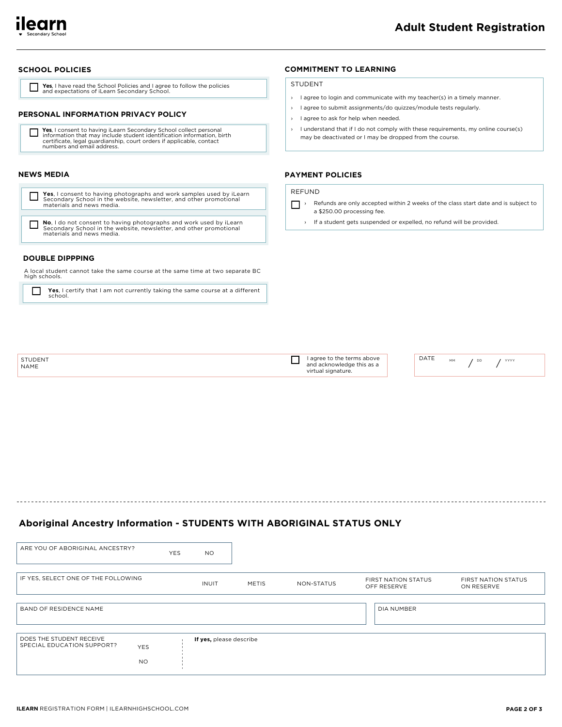# Adult Student Registration

## SCHOOL POLICIES

☐ **Yes**, I have read the School Policies and I agree to follow the policies and expectations of iLearn Secondary School.

## PERSONAL INFORMATION PRIVACY POLICY

☐ **Yes**, I consent to having iLearn Secondary School collect personal information that may include student identification information, birth certificate, legal guardianship, court orders if applicable, contact numbers and email address.

## NEWS MEDIA

☐ **Yes**, I consent to having photographs and work samples used by iLearn Secondary School in the website, newsletter, and other promotional materials and news media.

☐ **No**, I do not consent to having photographs and work used by iLearn Secondary School in the website, newsletter, and other promotional materials and news media.

## DOUBLE DIPPPING

A local student cannot take the same course at the same time at two separate BC high schools.

☐ **Yes**, I certify that I am not currently taking the same course at a different school.

## COMMITMENT TO LEARNING

STUDENT

- I agree to login and communicate with my teacher(s) in a timely manner.
- I agree to submit assignments/do quizzes/module tests regularly.
- I agree to ask for help when needed.
- I understand that if I do not comply with these requirements, my online course(s) may be deactivated or I may be dropped from the course.

## PAYMENT POLICIES

REFUND

☐
- Refunds are only accepted within 2 weeks of the class start date and is subject to a $250.00 processing fee.
- If a student gets suspended or expelled, no refund will be provided.

| STUDENT NAME | ☐ I agree to the terms above and acknowledge this as a virtual signature. | DATE MM / DD / YYYY |
|---|---|---|

---

## Aboriginal Ancestry Information - STUDENTS WITH ABORIGINAL STATUS ONLY

| ARE YOU OF ABORIGINAL ANCESTRY? | YES | NO |
|---|---|---|

| IF YES, SELECT ONE OF THE FOLLOWING | INUIT | METIS | NON-STATUS | FIRST NATION STATUS OFF RESERVE | FIRST NATION STATUS ON RESERVE |
|---|---|---|---|---|---|

| BAND OF RESIDENCE NAME | DIA NUMBER |
|---|---|
| | |

| DOES THE STUDENT RECEIVE SPECIAL EDUCATION SUPPORT? | YES / NO | **If yes,** please describe |
|---|---|---|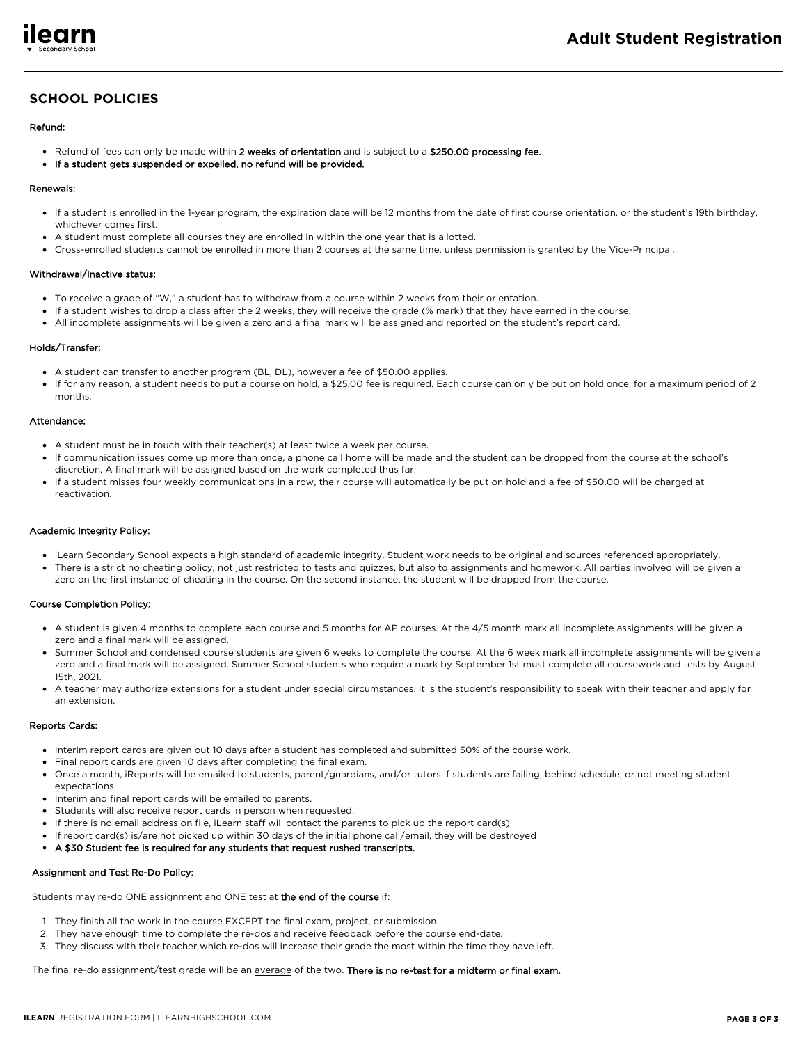# Adult Student Registration

## SCHOOL POLICIES

Refund:

- Refund of fees can only be made within **2 weeks of orientation** and is subject to a **$250.00 processing fee.**
- **If a student gets suspended or expelled, no refund will be provided.**

Renewals:

- If a student is enrolled in the 1-year program, the expiration date will be 12 months from the date of first course orientation, or the student's 19th birthday, whichever comes first.
- A student must complete all courses they are enrolled in within the one year that is allotted.
- Cross-enrolled students cannot be enrolled in more than 2 courses at the same time, unless permission is granted by the Vice-Principal.

Withdrawal/Inactive status:

- To receive a grade of "W," a student has to withdraw from a course within 2 weeks from their orientation.
- If a student wishes to drop a class after the 2 weeks, they will receive the grade (% mark) that they have earned in the course.
- All incomplete assignments will be given a zero and a final mark will be assigned and reported on the student's report card.

Holds/Transfer:

- A student can transfer to another program (BL, DL), however a fee of $50.00 applies.
- If for any reason, a student needs to put a course on hold, a $25.00 fee is required. Each course can only be put on hold once, for a maximum period of 2 months.

Attendance:

- A student must be in touch with their teacher(s) at least twice a week per course.
- If communication issues come up more than once, a phone call home will be made and the student can be dropped from the course at the school's discretion. A final mark will be assigned based on the work completed thus far.
- If a student misses four weekly communications in a row, their course will automatically be put on hold and a fee of $50.00 will be charged at reactivation.

Academic Integrity Policy:

- iLearn Secondary School expects a high standard of academic integrity. Student work needs to be original and sources referenced appropriately.
- There is a strict no cheating policy, not just restricted to tests and quizzes, but also to assignments and homework. All parties involved will be given a zero on the first instance of cheating in the course. On the second instance, the student will be dropped from the course.

Course Completion Policy:

- A student is given 4 months to complete each course and 5 months for AP courses. At the 4/5 month mark all incomplete assignments will be given a zero and a final mark will be assigned.
- Summer School and condensed course students are given 6 weeks to complete the course. At the 6 week mark all incomplete assignments will be given a zero and a final mark will be assigned. Summer School students who require a mark by September 1st must complete all coursework and tests by August 15th, 2021.
- A teacher may authorize extensions for a student under special circumstances. It is the student's responsibility to speak with their teacher and apply for an extension.

Reports Cards:

- Interim report cards are given out 10 days after a student has completed and submitted 50% of the course work.
- Final report cards are given 10 days after completing the final exam.
- Once a month, iReports will be emailed to students, parent/guardians, and/or tutors if students are failing, behind schedule, or not meeting student expectations.
- Interim and final report cards will be emailed to parents.
- Students will also receive report cards in person when requested.
- If there is no email address on file, iLearn staff will contact the parents to pick up the report card(s)
- If report card(s) is/are not picked up within 30 days of the initial phone call/email, they will be destroyed
- **A $30 Student fee is required for any students that request rushed transcripts.**

Assignment and Test Re-Do Policy:

Students may re-do ONE assignment and ONE test at **the end of the course** if:

1. They finish all the work in the course EXCEPT the final exam, project, or submission.
2. They have enough time to complete the re-dos and receive feedback before the course end-date.
3. They discuss with their teacher which re-dos will increase their grade the most within the time they have left.

The final re-do assignment/test grade will be an average of the two. **There is no re-test for a midterm or final exam.**